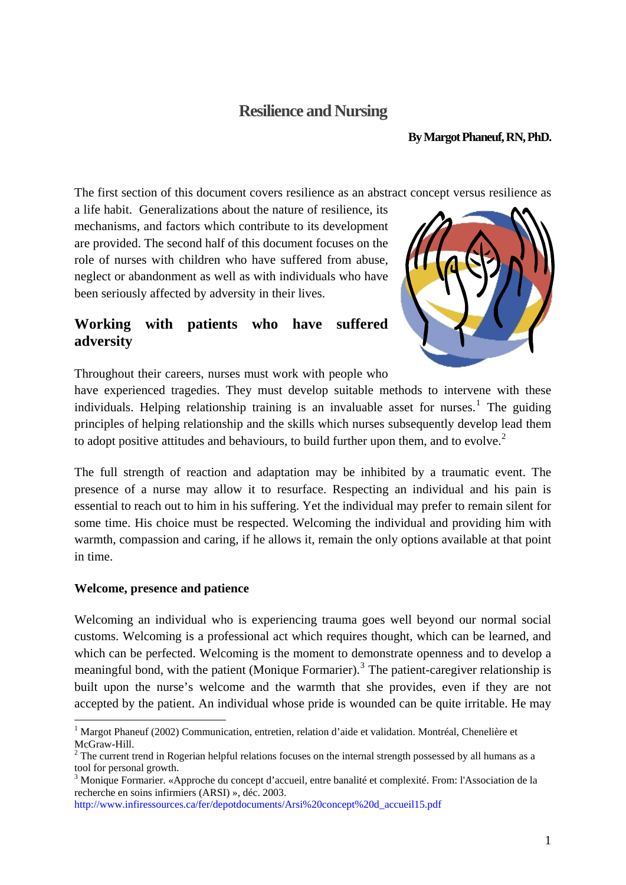# Resilience and Nursing

**By Margot Phaneuf, RN, PhD.**

The first section of this document covers resilience as an abstract concept versus resilience as a life habit. Generalizations about the nature of resilience, its mechanisms, and factors which contribute to its development are provided. The second half of this document focuses on the role of nurses with children who have suffered from abuse, neglect or abandonment as well as with individuals who have been seriously affected by adversity in their lives.

## Working with patients who have suffered adversity

Throughout their careers, nurses must work with people who have experienced tragedies. They must develop suitable methods to intervene with these individuals. Helping relationship training is an invaluable asset for nurses.[1] The guiding principles of helping relationship and the skills which nurses subsequently develop lead them to adopt positive attitudes and behaviours, to build further upon them, and to evolve.[2]

The full strength of reaction and adaptation may be inhibited by a traumatic event. The presence of a nurse may allow it to resurface. Respecting an individual and his pain is essential to reach out to him in his suffering. Yet the individual may prefer to remain silent for some time. His choice must be respected. Welcoming the individual and providing him with warmth, compassion and caring, if he allows it, remain the only options available at that point in time.

### Welcome, presence and patience

Welcoming an individual who is experiencing trauma goes well beyond our normal social customs. Welcoming is a professional act which requires thought, which can be learned, and which can be perfected. Welcoming is the moment to demonstrate openness and to develop a meaningful bond, with the patient (Monique Formarier).[3] The patient-caregiver relationship is built upon the nurse's welcome and the warmth that she provides, even if they are not accepted by the patient. An individual whose pride is wounded can be quite irritable. He may

---

[1] Margot Phaneuf (2002) Communication, entretien, relation d'aide et validation. Montréal, Chenelière et McGraw-Hill.

[2] The current trend in Rogerian helpful relations focuses on the internal strength possessed by all humans as a tool for personal growth.

[3] Monique Formarier. «Approche du concept d'accueil, entre banalité et complexité. From: l'Association de la recherche en soins infirmiers (ARSI) », déc. 2003. http://www.infiressources.ca/fer/depotdocuments/Arsi%20concept%20d_accueil15.pdf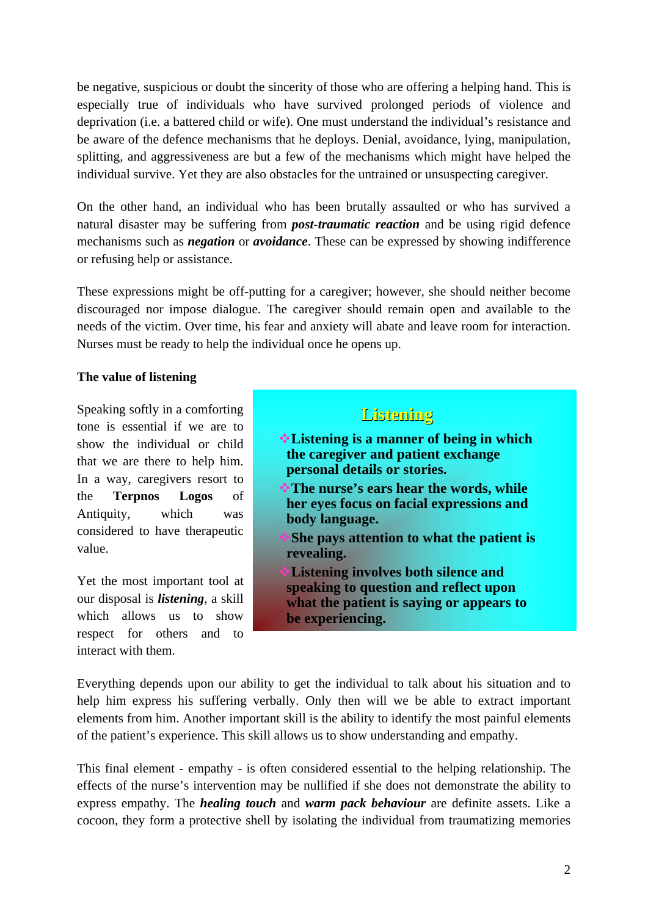be negative, suspicious or doubt the sincerity of those who are offering a helping hand. This is especially true of individuals who have survived prolonged periods of violence and deprivation (i.e. a battered child or wife). One must understand the individual's resistance and be aware of the defence mechanisms that he deploys. Denial, avoidance, lying, manipulation, splitting, and aggressiveness are but a few of the mechanisms which might have helped the individual survive. Yet they are also obstacles for the untrained or unsuspecting caregiver.

On the other hand, an individual who has been brutally assaulted or who has survived a natural disaster may be suffering from ***post-traumatic reaction*** and be using rigid defence mechanisms such as ***negation*** or ***avoidance***. These can be expressed by showing indifference or refusing help or assistance.

These expressions might be off-putting for a caregiver; however, she should neither become discouraged nor impose dialogue. The caregiver should remain open and available to the needs of the victim. Over time, his fear and anxiety will abate and leave room for interaction. Nurses must be ready to help the individual once he opens up.

**The value of listening**

Speaking softly in a comforting tone is essential if we are to show the individual or child that we are there to help him. In a way, caregivers resort to the **Terpnos Logos** of Antiquity, which was considered to have therapeutic value.

Yet the most important tool at our disposal is ***listening***, a skill which allows us to show respect for others and to interact with them.

> **Listening**
>
> - **Listening is a manner of being in which the caregiver and patient exchange personal details or stories.**
> - **The nurse's ears hear the words, while her eyes focus on facial expressions and body language.**
> - **She pays attention to what the patient is revealing.**
> - **Listening involves both silence and speaking to question and reflect upon what the patient is saying or appears to be experiencing.**

Everything depends upon our ability to get the individual to talk about his situation and to help him express his suffering verbally. Only then will we be able to extract important elements from him. Another important skill is the ability to identify the most painful elements of the patient's experience. This skill allows us to show understanding and empathy.

This final element - empathy - is often considered essential to the helping relationship. The effects of the nurse's intervention may be nullified if she does not demonstrate the ability to express empathy. The ***healing touch*** and ***warm pack behaviour*** are definite assets. Like a cocoon, they form a protective shell by isolating the individual from traumatizing memories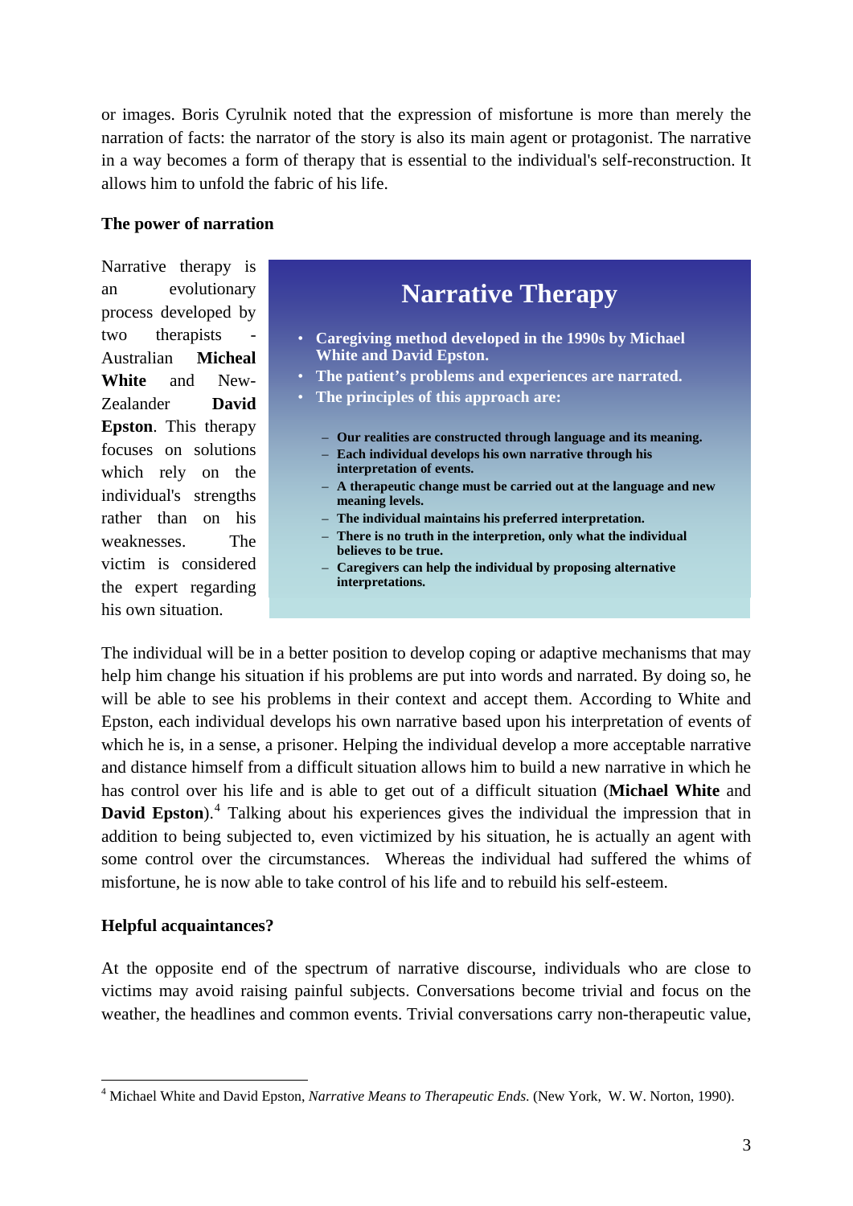or images. Boris Cyrulnik noted that the expression of misfortune is more than merely the narration of facts: the narrator of the story is also its main agent or protagonist. The narrative in a way becomes a form of therapy that is essential to the individual's self-reconstruction. It allows him to unfold the fabric of his life.

**The power of narration**

Narrative therapy is an evolutionary process developed by two therapists - Australian **Micheal White** and New-Zealander **David Epston**. This therapy focuses on solutions which rely on the individual's strengths rather than on his weaknesses. The victim is considered the expert regarding his own situation.

> ## Narrative Therapy
>
> - **Caregiving method developed in the 1990s by Michael White and David Epston.**
> - **The patient's problems and experiences are narrated.**
> - **The principles of this approach are:**
>   - **Our realities are constructed through language and its meaning.**
>   - **Each individual develops his own narrative through his interpretation of events.**
>   - **A therapeutic change must be carried out at the language and new meaning levels.**
>   - **The individual maintains his preferred interpretation.**
>   - **There is no truth in the interpretion, only what the individual believes to be true.**
>   - **Caregivers can help the individual by proposing alternative interpretations.**

The individual will be in a better position to develop coping or adaptive mechanisms that may help him change his situation if his problems are put into words and narrated. By doing so, he will be able to see his problems in their context and accept them. According to White and Epston, each individual develops his own narrative based upon his interpretation of events of which he is, in a sense, a prisoner. Helping the individual develop a more acceptable narrative and distance himself from a difficult situation allows him to build a new narrative in which he has control over his life and is able to get out of a difficult situation (**Michael White** and **David Epston**).[4] Talking about his experiences gives the individual the impression that in addition to being subjected to, even victimized by his situation, he is actually an agent with some control over the circumstances. Whereas the individual had suffered the whims of misfortune, he is now able to take control of his life and to rebuild his self-esteem.

**Helpful acquaintances?**

At the opposite end of the spectrum of narrative discourse, individuals who are close to victims may avoid raising painful subjects. Conversations become trivial and focus on the weather, the headlines and common events. Trivial conversations carry non-therapeutic value,

---

[4] Michael White and David Epston, *Narrative Means to Therapeutic Ends*. (New York, W. W. Norton, 1990).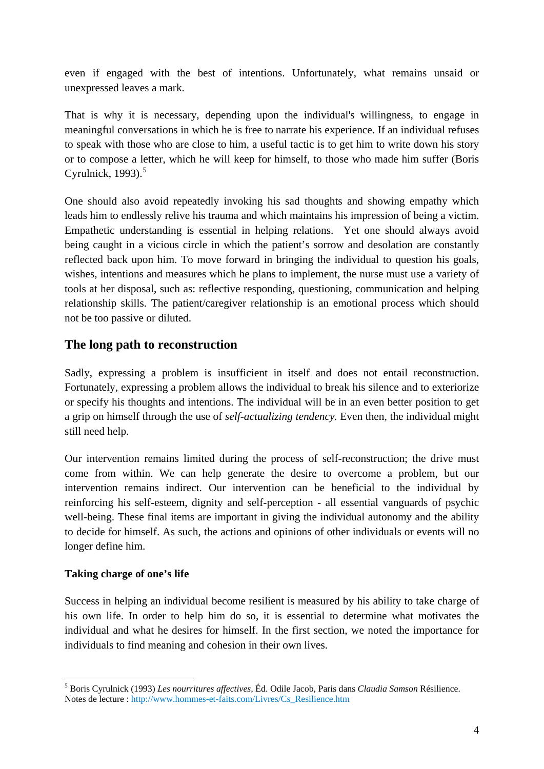even if engaged with the best of intentions. Unfortunately, what remains unsaid or unexpressed leaves a mark.

That is why it is necessary, depending upon the individual's willingness, to engage in meaningful conversations in which he is free to narrate his experience. If an individual refuses to speak with those who are close to him, a useful tactic is to get him to write down his story or to compose a letter, which he will keep for himself, to those who made him suffer (Boris Cyrulnick, 1993).[5]

One should also avoid repeatedly invoking his sad thoughts and showing empathy which leads him to endlessly relive his trauma and which maintains his impression of being a victim. Empathetic understanding is essential in helping relations. Yet one should always avoid being caught in a vicious circle in which the patient's sorrow and desolation are constantly reflected back upon him. To move forward in bringing the individual to question his goals, wishes, intentions and measures which he plans to implement, the nurse must use a variety of tools at her disposal, such as: reflective responding, questioning, communication and helping relationship skills. The patient/caregiver relationship is an emotional process which should not be too passive or diluted.

## The long path to reconstruction

Sadly, expressing a problem is insufficient in itself and does not entail reconstruction. Fortunately, expressing a problem allows the individual to break his silence and to exteriorize or specify his thoughts and intentions. The individual will be in an even better position to get a grip on himself through the use of *self-actualizing tendency.* Even then, the individual might still need help.

Our intervention remains limited during the process of self-reconstruction; the drive must come from within. We can help generate the desire to overcome a problem, but our intervention remains indirect. Our intervention can be beneficial to the individual by reinforcing his self-esteem, dignity and self-perception - all essential vanguards of psychic well-being. These final items are important in giving the individual autonomy and the ability to decide for himself. As such, the actions and opinions of other individuals or events will no longer define him.

### Taking charge of one's life

Success in helping an individual become resilient is measured by his ability to take charge of his own life. In order to help him do so, it is essential to determine what motivates the individual and what he desires for himself. In the first section, we noted the importance for individuals to find meaning and cohesion in their own lives.

---

[5] Boris Cyrulnick (1993) *Les nourritures affectives*, Éd. Odile Jacob, Paris dans *Claudia Samson* Résilience. Notes de lecture : http://www.hommes-et-faits.com/Livres/Cs_Resilience.htm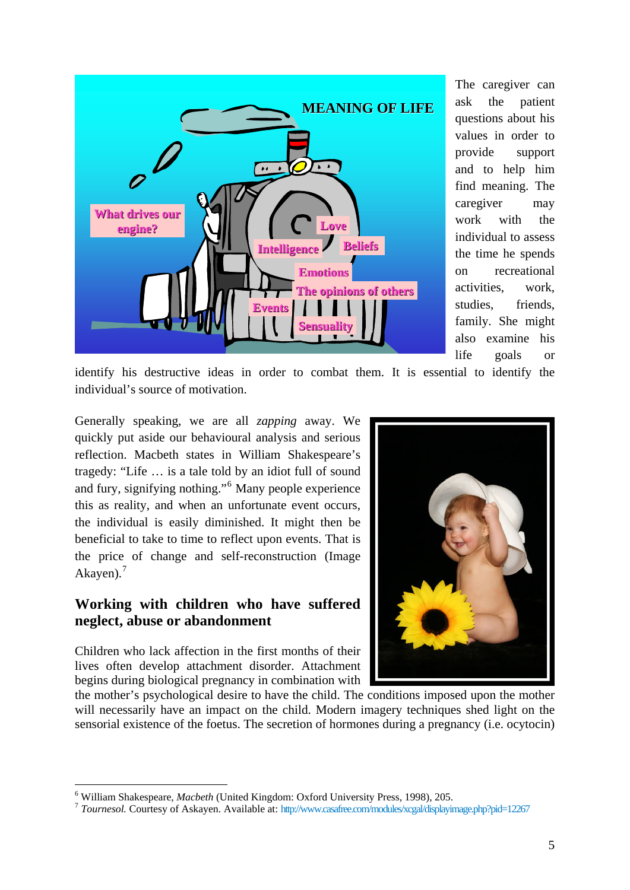The caregiver can ask the patient questions about his values in order to provide support and to help him find meaning. The caregiver may work with the individual to assess the time he spends on recreational activities, work, studies, friends, family. She might also examine his life goals or identify his destructive ideas in order to combat them. It is essential to identify the individual's source of motivation.

Generally speaking, we are all *zapping* away. We quickly put aside our behavioural analysis and serious reflection. Macbeth states in William Shakespeare's tragedy: "Life … is a tale told by an idiot full of sound and fury, signifying nothing."[6] Many people experience this as reality, and when an unfortunate event occurs, the individual is easily diminished. It might then be beneficial to take to time to reflect upon events. That is the price of change and self-reconstruction (Image Akayen).[7]

## Working with children who have suffered neglect, abuse or abandonment

Children who lack affection in the first months of their lives often develop attachment disorder. Attachment begins during biological pregnancy in combination with the mother's psychological desire to have the child. The conditions imposed upon the mother will necessarily have an impact on the child. Modern imagery techniques shed light on the sensorial existence of the foetus. The secretion of hormones during a pregnancy (i.e. ocytocin)

---

[6] William Shakespeare, *Macbeth* (United Kingdom: Oxford University Press, 1998), 205.

[7] *Tournesol.* Courtesy of Askayen. Available at: http://www.casafree.com/modules/xcgal/displayimage.php?pid=12267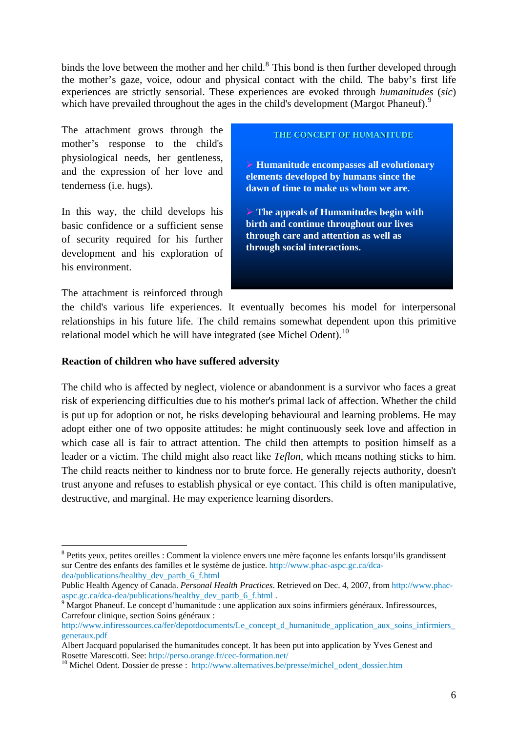binds the love between the mother and her child.[8] This bond is then further developed through the mother's gaze, voice, odour and physical contact with the child. The baby's first life experiences are strictly sensorial. These experiences are evoked through *humanitudes* (*sic*) which have prevailed throughout the ages in the child's development (Margot Phaneuf).[9]

The attachment grows through the mother's response to the child's physiological needs, her gentleness, and the expression of her love and tenderness (i.e. hugs).

**THE CONCEPT OF HUMANITUDE**

- **Humanitude encompasses all evolutionary elements developed by humans since the dawn of time to make us whom we are.**
- **The appeals of Humanitudes begin with birth and continue throughout our lives through care and attention as well as through social interactions.**

In this way, the child develops his basic confidence or a sufficient sense of security required for his further development and his exploration of his environment.

The attachment is reinforced through the child's various life experiences. It eventually becomes his model for interpersonal relationships in his future life. The child remains somewhat dependent upon this primitive relational model which he will have integrated (see Michel Odent).[10]

**Reaction of children who have suffered adversity**

The child who is affected by neglect, violence or abandonment is a survivor who faces a great risk of experiencing difficulties due to his mother's primal lack of affection. Whether the child is put up for adoption or not, he risks developing behavioural and learning problems. He may adopt either one of two opposite attitudes: he might continuously seek love and affection in which case all is fair to attract attention. The child then attempts to position himself as a leader or a victim. The child might also react like *Teflon*, which means nothing sticks to him. The child reacts neither to kindness nor to brute force. He generally rejects authority, doesn't trust anyone and refuses to establish physical or eye contact. This child is often manipulative, destructive, and marginal. He may experience learning disorders.

---

[8] Petits yeux, petites oreilles : Comment la violence envers une mère façonne les enfants lorsqu'ils grandissent sur Centre des enfants des familles et le système de justice. http://www.phac-aspc.gc.ca/dca-dea/publications/healthy_dev_partb_6_f.html
Public Health Agency of Canada. *Personal Health Practices*. Retrieved on Dec. 4, 2007, from http://www.phac-aspc.gc.ca/dca-dea/publications/healthy_dev_partb_6_f.html .

[9] Margot Phaneuf. Le concept d'humanitude : une application aux soins infirmiers généraux. Infiressources, Carrefour clinique, section Soins généraux : http://www.infiressources.ca/fer/depotdocuments/Le_concept_d_humanitude_application_aux_soins_infirmiers_generaux.pdf
Albert Jacquard popularised the humanitudes concept. It has been put into application by Yves Genest and Rosette Marescotti. See: http://perso.orange.fr/cec-formation.net/

[10] Michel Odent. Dossier de presse : http://www.alternatives.be/presse/michel_odent_dossier.htm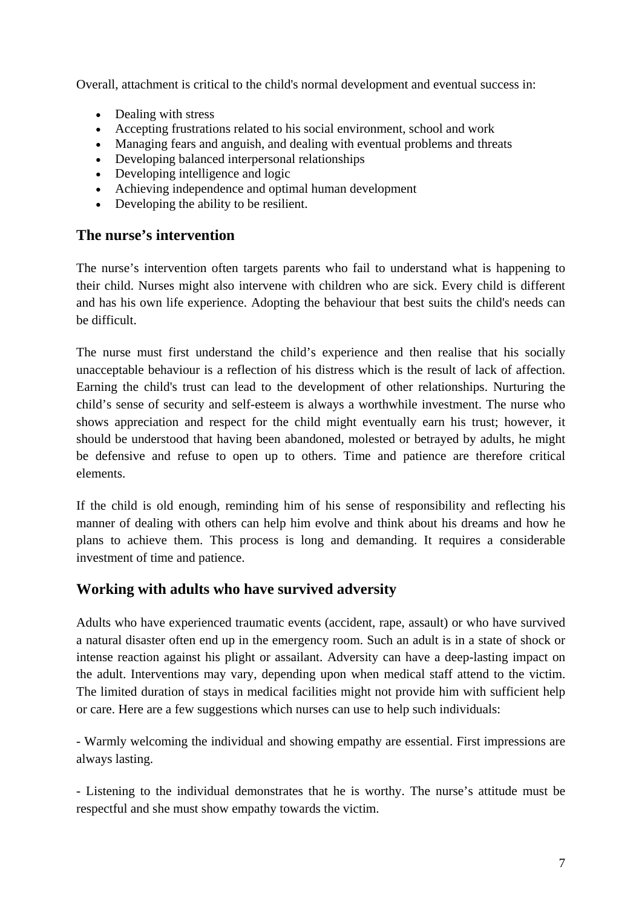Overall, attachment is critical to the child's normal development and eventual success in:

- Dealing with stress
- Accepting frustrations related to his social environment, school and work
- Managing fears and anguish, and dealing with eventual problems and threats
- Developing balanced interpersonal relationships
- Developing intelligence and logic
- Achieving independence and optimal human development
- Developing the ability to be resilient.

## The nurse's intervention

The nurse's intervention often targets parents who fail to understand what is happening to their child. Nurses might also intervene with children who are sick. Every child is different and has his own life experience. Adopting the behaviour that best suits the child's needs can be difficult.

The nurse must first understand the child's experience and then realise that his socially unacceptable behaviour is a reflection of his distress which is the result of lack of affection. Earning the child's trust can lead to the development of other relationships. Nurturing the child's sense of security and self-esteem is always a worthwhile investment. The nurse who shows appreciation and respect for the child might eventually earn his trust; however, it should be understood that having been abandoned, molested or betrayed by adults, he might be defensive and refuse to open up to others. Time and patience are therefore critical elements.

If the child is old enough, reminding him of his sense of responsibility and reflecting his manner of dealing with others can help him evolve and think about his dreams and how he plans to achieve them. This process is long and demanding. It requires a considerable investment of time and patience.

## Working with adults who have survived adversity

Adults who have experienced traumatic events (accident, rape, assault) or who have survived a natural disaster often end up in the emergency room. Such an adult is in a state of shock or intense reaction against his plight or assailant. Adversity can have a deep-lasting impact on the adult. Interventions may vary, depending upon when medical staff attend to the victim. The limited duration of stays in medical facilities might not provide him with sufficient help or care. Here are a few suggestions which nurses can use to help such individuals:

- Warmly welcoming the individual and showing empathy are essential. First impressions are always lasting.

- Listening to the individual demonstrates that he is worthy. The nurse's attitude must be respectful and she must show empathy towards the victim.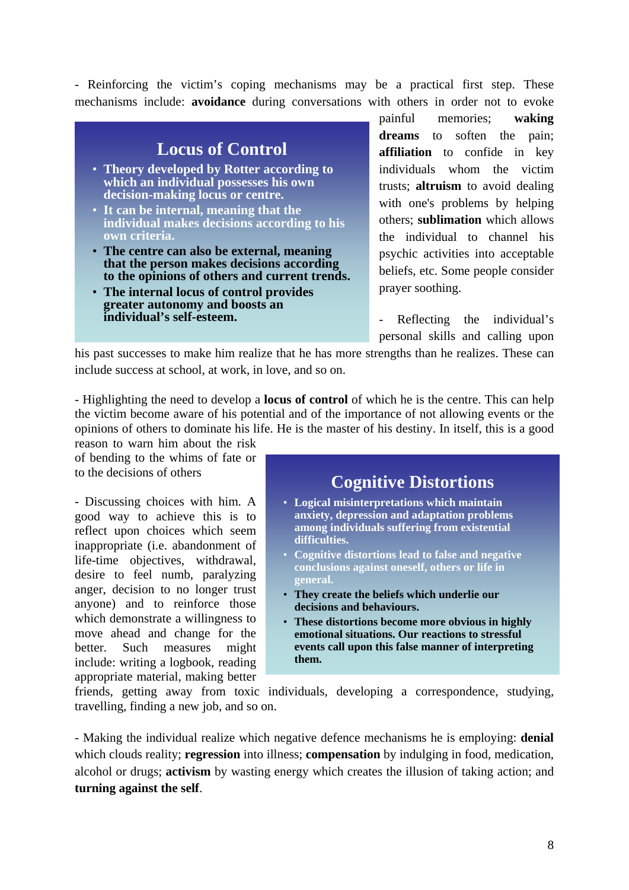- Reinforcing the victim's coping mechanisms may be a practical first step. These mechanisms include: **avoidance** during conversations with others in order not to evoke painful memories; **waking dreams** to soften the pain; **affiliation** to confide in key individuals whom the victim trusts; **altruism** to avoid dealing with one's problems by helping others; **sublimation** which allows the individual to channel his psychic activities into acceptable beliefs, etc. Some people consider prayer soothing.

> ### Locus of Control
>
> - **Theory developed by Rotter according to which an individual possesses his own decision-making locus or centre.**
> - **It can be internal, meaning that the individual makes decisions according to his own criteria.**
> - **The centre can also be external, meaning that the person makes decisions according to the opinions of others and current trends.**
> - **The internal locus of control provides greater autonomy and boosts an individual's self-esteem.**

- Reflecting the individual's personal skills and calling upon his past successes to make him realize that he has more strengths than he realizes. These can include success at school, at work, in love, and so on.

- Highlighting the need to develop a **locus of control** of which he is the centre. This can help the victim become aware of his potential and of the importance of not allowing events or the opinions of others to dominate his life. He is the master of his destiny. In itself, this is a good reason to warn him about the risk of bending to the whims of fate or to the decisions of others

- Discussing choices with him. A good way to achieve this is to reflect upon choices which seem inappropriate (i.e. abandonment of life-time objectives, withdrawal, desire to feel numb, paralyzing anger, decision to no longer trust anyone) and to reinforce those which demonstrate a willingness to move ahead and change for the better. Such measures might include: writing a logbook, reading appropriate material, making better friends, getting away from toxic individuals, developing a correspondence, studying, travelling, finding a new job, and so on.

> ### Cognitive Distortions
>
> - **Logical misinterpretations which maintain anxiety, depression and adaptation problems among individuals suffering from existential difficulties.**
> - **Cognitive distortions lead to false and negative conclusions against oneself, others or life in general.**
> - **They create the beliefs which underlie our decisions and behaviours.**
> - **These distortions become more obvious in highly emotional situations. Our reactions to stressful events call upon this false manner of interpreting them.**

- Making the individual realize which negative defence mechanisms he is employing: **denial** which clouds reality; **regression** into illness; **compensation** by indulging in food, medication, alcohol or drugs; **activism** by wasting energy which creates the illusion of taking action; and **turning against the self**.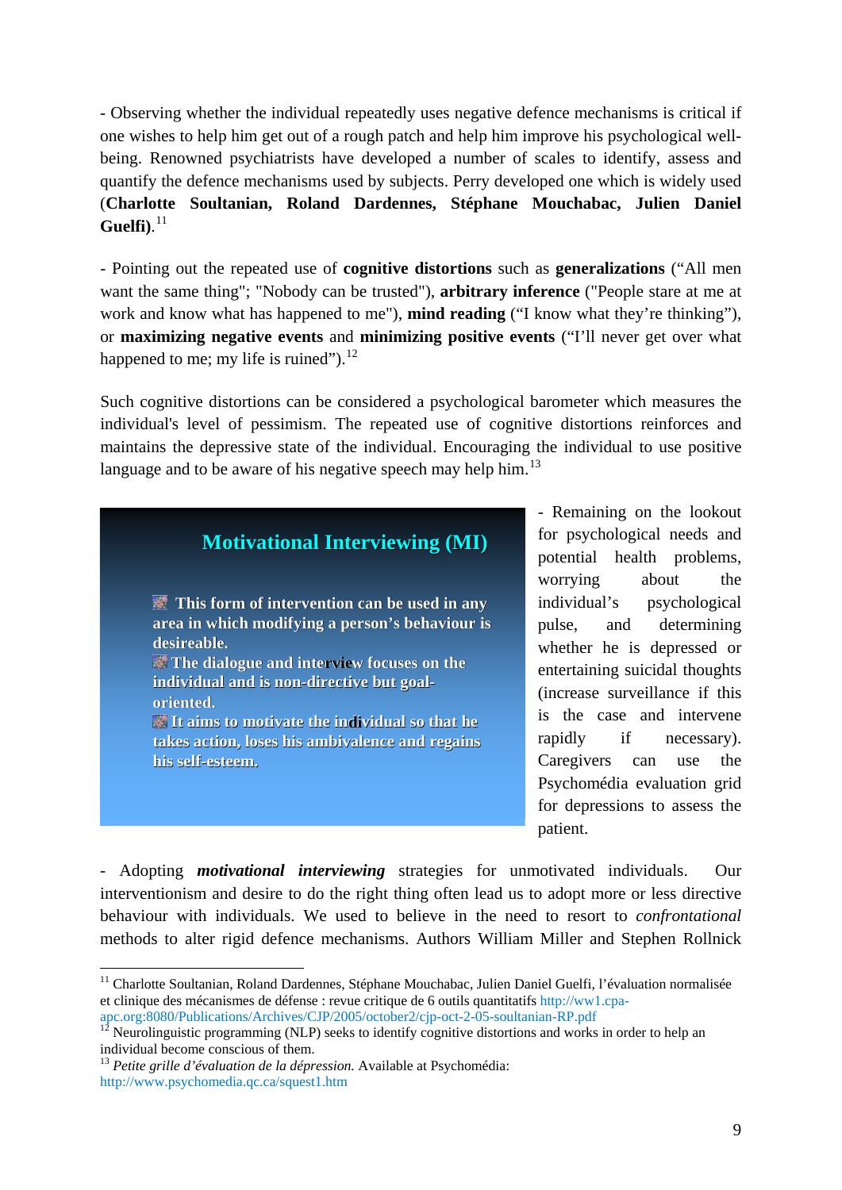- Observing whether the individual repeatedly uses negative defence mechanisms is critical if one wishes to help him get out of a rough patch and help him improve his psychological well-being. Renowned psychiatrists have developed a number of scales to identify, assess and quantify the defence mechanisms used by subjects. Perry developed one which is widely used (**Charlotte Soultanian, Roland Dardennes, Stéphane Mouchabac, Julien Daniel Guelfi**).[11]

- Pointing out the repeated use of **cognitive distortions** such as **generalizations** ("All men want the same thing"; "Nobody can be trusted"), **arbitrary inference** ("People stare at me at work and know what has happened to me"), **mind reading** ("I know what they're thinking"), or **maximizing negative events** and **minimizing positive events** ("I'll never get over what happened to me; my life is ruined").[12]

Such cognitive distortions can be considered a psychological barometer which measures the individual's level of pessimism. The repeated use of cognitive distortions reinforces and maintains the depressive state of the individual. Encouraging the individual to use positive language and to be aware of his negative speech may help him.[13]

**Motivational Interviewing (MI)**

- **This form of intervention can be used in any area in which modifying a person's behaviour is desireable.**
- **The dialogue and interview focuses on the individual and is non-directive but goal-oriented.**
- **It aims to motivate the individual so that he takes action, loses his ambivalence and regains his self-esteem.**

- Remaining on the lookout for psychological needs and potential health problems, worrying about the individual's psychological pulse, and determining whether he is depressed or entertaining suicidal thoughts (increase surveillance if this is the case and intervene rapidly if necessary). Caregivers can use the Psychomédia evaluation grid for depressions to assess the patient.

- Adopting ***motivational interviewing*** strategies for unmotivated individuals. Our interventionism and desire to do the right thing often lead us to adopt more or less directive behaviour with individuals. We used to believe in the need to resort to *confrontational* methods to alter rigid defence mechanisms. Authors William Miller and Stephen Rollnick

---

[11] Charlotte Soultanian, Roland Dardennes, Stéphane Mouchabac, Julien Daniel Guelfi, l'évaluation normalisée et clinique des mécanismes de défense : revue critique de 6 outils quantitatifs http://ww1.cpa-apc.org:8080/Publications/Archives/CJP/2005/october2/cjp-oct-2-05-soultanian-RP.pdf

[12] Neurolinguistic programming (NLP) seeks to identify cognitive distortions and works in order to help an individual become conscious of them.

[13] *Petite grille d'évaluation de la dépression.* Available at Psychomédia: http://www.psychomedia.qc.ca/squest1.htm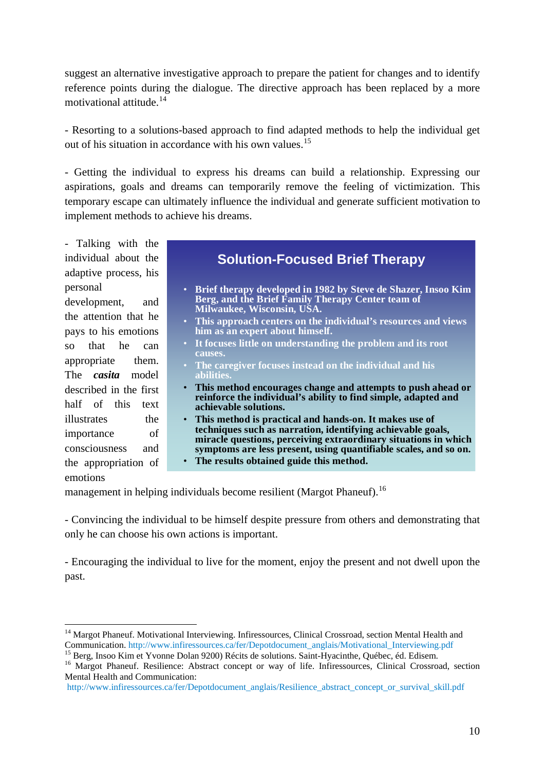suggest an alternative investigative approach to prepare the patient for changes and to identify reference points during the dialogue. The directive approach has been replaced by a more motivational attitude.[14]

- Resorting to a solutions-based approach to find adapted methods to help the individual get out of his situation in accordance with his own values.[15]

- Getting the individual to express his dreams can build a relationship. Expressing our aspirations, goals and dreams can temporarily remove the feeling of victimization. This temporary escape can ultimately influence the individual and generate sufficient motivation to implement methods to achieve his dreams.

- Talking with the individual about the adaptive process, his personal development, and the attention that he pays to his emotions so that he can appropriate them. The ***casita*** model described in the first half of this text illustrates the importance of consciousness and the appropriation of emotions management in helping individuals become resilient (Margot Phaneuf).[16]

> ## Solution-Focused Brief Therapy
>
> - **Brief therapy developed in 1982 by Steve de Shazer, Insoo Kim Berg, and the Brief Family Therapy Center team of Milwaukee, Wisconsin, USA.**
> - **This approach centers on the individual's resources and views him as an expert about himself.**
> - **It focuses little on understanding the problem and its root causes.**
> - **The caregiver focuses instead on the individual and his abilities.**
> - **This method encourages change and attempts to push ahead or reinforce the individual's ability to find simple, adapted and achievable solutions.**
> - **This method is practical and hands-on. It makes use of techniques such as narration, identifying achievable goals, miracle questions, perceiving extraordinary situations in which symptoms are less present, using quantifiable scales, and so on.**
> - **The results obtained guide this method.**

- Convincing the individual to be himself despite pressure from others and demonstrating that only he can choose his own actions is important.

- Encouraging the individual to live for the moment, enjoy the present and not dwell upon the past.

---

[14] Margot Phaneuf. Motivational Interviewing. Infiressources, Clinical Crossroad, section Mental Health and Communication. http://www.infiressources.ca/fer/Depotdocument_anglais/Motivational_Interviewing.pdf

[15] Berg, Insoo Kim et Yvonne Dolan 9200) Récits de solutions. Saint-Hyacinthe, Québec, éd. Edisem.

[16] Margot Phaneuf. Resilience: Abstract concept or way of life. Infiressources, Clinical Crossroad, section Mental Health and Communication: http://www.infiressources.ca/fer/Depotdocument_anglais/Resilience_abstract_concept_or_survival_skill.pdf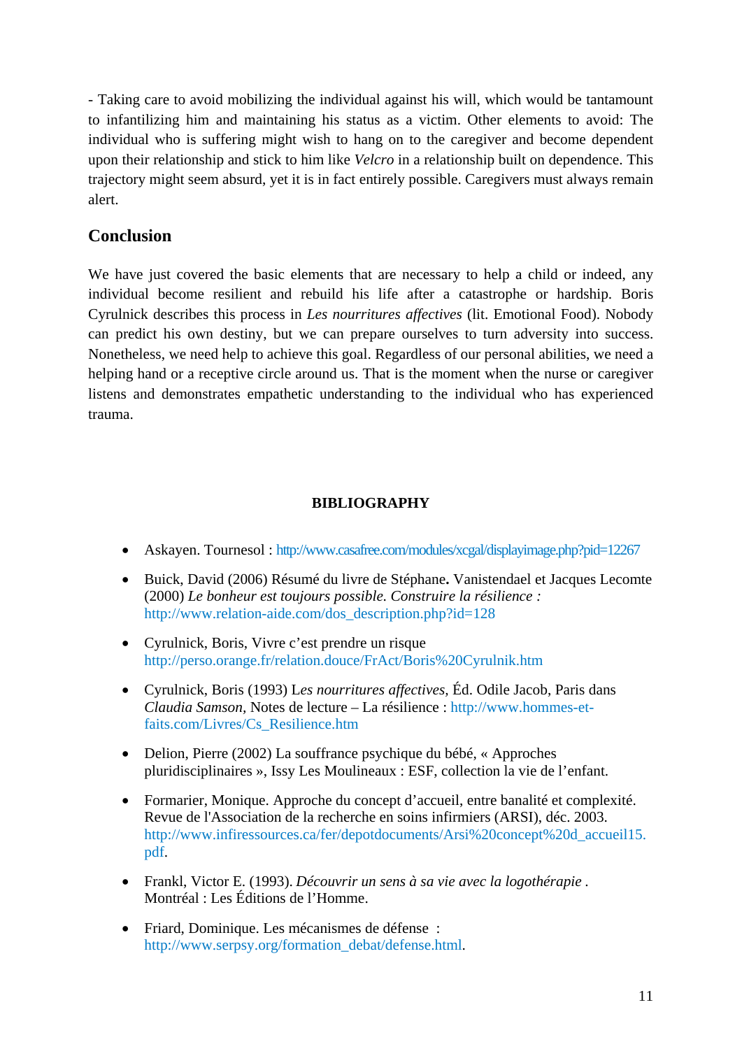- Taking care to avoid mobilizing the individual against his will, which would be tantamount to infantilizing him and maintaining his status as a victim. Other elements to avoid: The individual who is suffering might wish to hang on to the caregiver and become dependent upon their relationship and stick to him like *Velcro* in a relationship built on dependence. This trajectory might seem absurd, yet it is in fact entirely possible. Caregivers must always remain alert.

## Conclusion

We have just covered the basic elements that are necessary to help a child or indeed, any individual become resilient and rebuild his life after a catastrophe or hardship. Boris Cyrulnick describes this process in *Les nourritures affectives* (lit. Emotional Food). Nobody can predict his own destiny, but we can prepare ourselves to turn adversity into success. Nonetheless, we need help to achieve this goal. Regardless of our personal abilities, we need a helping hand or a receptive circle around us. That is the moment when the nurse or caregiver listens and demonstrates empathetic understanding to the individual who has experienced trauma.

**BIBLIOGRAPHY**

- Askayen. Tournesol : http://www.casafree.com/modules/xcgal/displayimage.php?pid=12267
- Buick, David (2006) Résumé du livre de Stéphane**.** Vanistendael et Jacques Lecomte (2000) *Le bonheur est toujours possible. Construire la résilience :* http://www.relation-aide.com/dos_description.php?id=128
- Cyrulnick, Boris, Vivre c'est prendre un risque http://perso.orange.fr/relation.douce/FrAct/Boris%20Cyrulnik.htm
- Cyrulnick, Boris (1993) L*es nourritures affectives*, Éd. Odile Jacob, Paris dans *Claudia Samson*, Notes de lecture – La résilience : http://www.hommes-et-faits.com/Livres/Cs_Resilience.htm
- Delion, Pierre (2002) La souffrance psychique du bébé, « Approches pluridisciplinaires », Issy Les Moulineaux : ESF, collection la vie de l'enfant.
- Formarier, Monique. Approche du concept d'accueil, entre banalité et complexité. Revue de l'Association de la recherche en soins infirmiers (ARSI), déc. 2003. http://www.infiressources.ca/fer/depotdocuments/Arsi%20concept%20d_accueil15.pdf.
- Frankl, Victor E. (1993). *Découvrir un sens à sa vie avec la logothérapie* . Montréal : Les Éditions de l'Homme.
- Friard, Dominique. Les mécanismes de défense : http://www.serpsy.org/formation_debat/defense.html.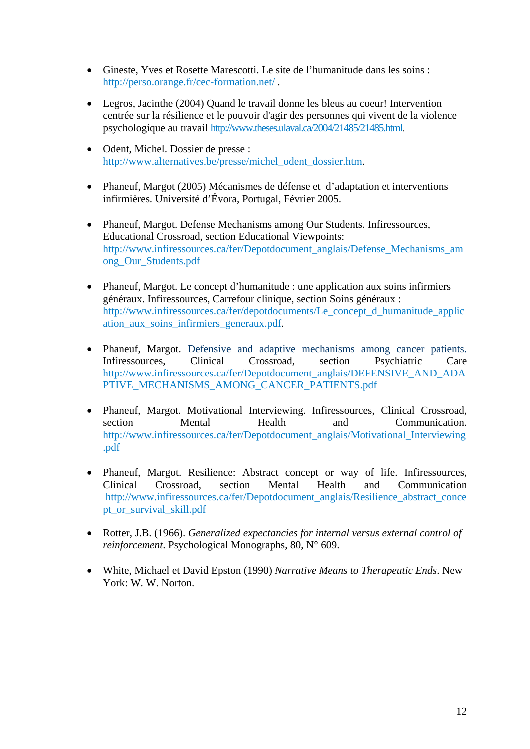- Gineste, Yves et Rosette Marescotti. Le site de l'humanitude dans les soins : http://perso.orange.fr/cec-formation.net/ .

- Legros, Jacinthe (2004) Quand le travail donne les bleus au coeur! Intervention centrée sur la résilience et le pouvoir d'agir des personnes qui vivent de la violence psychologique au travail http://www.theses.ulaval.ca/2004/21485/21485.html.

- Odent, Michel. Dossier de presse : http://www.alternatives.be/presse/michel_odent_dossier.htm.

- Phaneuf, Margot (2005) Mécanismes de défense et d'adaptation et interventions infirmières. Université d'Évora, Portugal, Février 2005.

- Phaneuf, Margot. Defense Mechanisms among Our Students. Infiressources, Educational Crossroad, section Educational Viewpoints: http://www.infiressources.ca/fer/Depotdocument_anglais/Defense_Mechanisms_among_Our_Students.pdf

- Phaneuf, Margot. Le concept d'humanitude : une application aux soins infirmiers généraux. Infiressources, Carrefour clinique, section Soins généraux : http://www.infiressources.ca/fer/depotdocuments/Le_concept_d_humanitude_application_aux_soins_infirmiers_generaux.pdf.

- Phaneuf, Margot. Defensive and adaptive mechanisms among cancer patients. Infiressources, Clinical Crossroad, section Psychiatric Care http://www.infiressources.ca/fer/Depotdocument_anglais/DEFENSIVE_AND_ADAPTIVE_MECHANISMS_AMONG_CANCER_PATIENTS.pdf

- Phaneuf, Margot. Motivational Interviewing. Infiressources, Clinical Crossroad, section Mental Health and Communication. http://www.infiressources.ca/fer/Depotdocument_anglais/Motivational_Interviewing.pdf

- Phaneuf, Margot. Resilience: Abstract concept or way of life. Infiressources, Clinical Crossroad, section Mental Health and Communication http://www.infiressources.ca/fer/Depotdocument_anglais/Resilience_abstract_concept_or_survival_skill.pdf

- Rotter, J.B. (1966). *Generalized expectancies for internal versus external control of reinforcement*. Psychological Monographs, 80, N° 609.

- White, Michael et David Epston (1990) *Narrative Means to Therapeutic Ends*. New York: W. W. Norton.